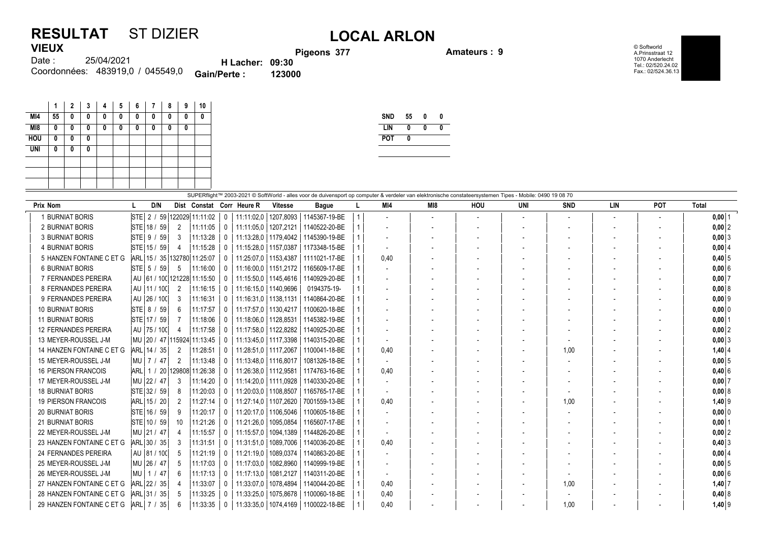# RESULTAT ST DIZIER

## LOCAL ARLON

**VIEUX**

Date : 25/04/2021
Coordonnées: 483919,0 / 045549,0

**Pigeons 377** **Amateurs : 9**

**H Lacher: 09:30**
**Gain/Perte : 123000**

© Softworld
A.Prinsstraat 12
1070 Anderlecht
Tel.: 02/520.24.02
Fax.: 02/524.36.13

| | 1 | 2 | 3 | 4 | 5 | 6 | 7 | 8 | 9 | 10 |
|---|---|---|---|---|---|---|---|---|---|---|
| MI4 | 55 | 0 | 0 | 0 | 0 | 0 | 0 | 0 | 0 | 0 |
| MI8 | 0 | 0 | 0 | 0 | 0 | 0 | 0 | 0 | 0 | |
| HOU | 0 | 0 | 0 | | | | | | | |
| UNI | 0 | 0 | 0 | | | | | | | |

| | | | |
|---|---|---|---|
| SND | 55 | 0 | 0 |
| LIN | 0 | 0 | 0 |
| POT | 0 | | |

SUPERflight™ 2003-2021 © SoftWorld - alles voor de duivensport op computer & verdeler van elektronische constateersystemen Tipes - Mobile: 0490 19 08 70

| Prix | Nom | L | D/N | Dist | Constat | Corr | Heure R | Vitesse | Bague | L | MI4 | MI8 | HOU | UNI | SND | LIN | POT | Total |
|---|---|---|---|---|---|---|---|---|---|---|---|---|---|---|---|---|---|---|
| 1 | BURNIAT BORIS | STE | 2 / 59 | 122029 | 11:11:02 | 0 | 11:11:02,0 | 1207,8093 | 1145367-19-BE | 1 | - | - | - | - | - | - | - | 0,00 1 |
| 2 | BURNIAT BORIS | STE | 18 / 59 | 2 | 11:11:05 | 0 | 11:11:05,0 | 1207,2121 | 1140522-20-BE | 1 | - | - | - | - | - | - | - | 0,00 2 |
| 3 | BURNIAT BORIS | STE | 9 / 59 | 3 | 11:13:28 | 0 | 11:13:28,0 | 1179,4042 | 1145390-19-BE | 1 | - | - | - | - | - | - | - | 0,00 3 |
| 4 | BURNIAT BORIS | STE | 15 / 59 | 4 | 11:15:28 | 0 | 11:15:28,0 | 1157,0387 | 1173348-15-BE | 1 | - | - | - | - | - | - | - | 0,00 4 |
| 5 | HANZEN FONTAINE C ET G | ARL | 15 / 35 | 132780 | 11:25:07 | 0 | 11:25:07,0 | 1153,4387 | 1111021-17-BE | 1 | 0,40 | - | - | - | - | - | - | 0,40 5 |
| 6 | BURNIAT BORIS | STE | 5 / 59 | 5 | 11:16:00 | 0 | 11:16:00,0 | 1151,2172 | 1165609-17-BE | 1 | - | - | - | - | - | - | - | 0,00 6 |
| 7 | FERNANDES PEREIRA | AU | 61 / 100 | 121228 | 11:15:50 | 0 | 11:15:50,0 | 1145,4616 | 1140929-20-BE | 1 | - | - | - | - | - | - | - | 0,00 7 |
| 8 | FERNANDES PEREIRA | AU | 11 / 100 | 2 | 11:16:15 | 0 | 11:16:15,0 | 1140,9696 | 0194375-19- | 1 | - | - | - | - | - | - | - | 0,00 8 |
| 9 | FERNANDES PEREIRA | AU | 26 / 100 | 3 | 11:16:31 | 0 | 11:16:31,0 | 1138,1131 | 1140864-20-BE | 1 | - | - | - | - | - | - | - | 0,00 9 |
| 10 | BURNIAT BORIS | STE | 8 / 59 | 6 | 11:17:57 | 0 | 11:17:57,0 | 1130,4217 | 1100620-18-BE | 1 | - | - | - | - | - | - | - | 0,00 0 |
| 11 | BURNIAT BORIS | STE | 17 / 59 | 7 | 11:18:06 | 0 | 11:18:06,0 | 1128,8531 | 1145382-19-BE | 1 | - | - | - | - | - | - | - | 0,00 1 |
| 12 | FERNANDES PEREIRA | AU | 75 / 100 | 4 | 11:17:58 | 0 | 11:17:58,0 | 1122,8282 | 1140925-20-BE | 1 | - | - | - | - | - | - | - | 0,00 2 |
| 13 | MEYER-ROUSSEL J-M | MU | 20 / 47 | 115924 | 11:13:45 | 0 | 11:13:45,0 | 1117,3398 | 1140315-20-BE | 1 | - | - | - | - | - | - | - | 0,00 3 |
| 14 | HANZEN FONTAINE C ET G | ARL | 14 / 35 | 2 | 11:28:51 | 0 | 11:28:51,0 | 1117,2067 | 1100041-18-BE | 1 | 0,40 | - | - | - | 1,00 | - | - | 1,40 4 |
| 15 | MEYER-ROUSSEL J-M | MU | 7 / 47 | 2 | 11:13:48 | 0 | 11:13:48,0 | 1116,8017 | 1081326-18-BE | 1 | - | - | - | - | - | - | - | 0,00 5 |
| 16 | PIERSON FRANCOIS | ARL | 1 / 20 | 129808 | 11:26:38 | 0 | 11:26:38,0 | 1112,9581 | 1174763-16-BE | 1 | 0,40 | - | - | - | - | - | - | 0,40 6 |
| 17 | MEYER-ROUSSEL J-M | MU | 22 / 47 | 3 | 11:14:20 | 0 | 11:14:20,0 | 1111,0928 | 1140330-20-BE | 1 | - | - | - | - | - | - | - | 0,00 7 |
| 18 | BURNIAT BORIS | STE | 32 / 59 | 8 | 11:20:03 | 0 | 11:20:03,0 | 1108,8507 | 1165765-17-BE | 1 | - | - | - | - | - | - | - | 0,00 8 |
| 19 | PIERSON FRANCOIS | ARL | 15 / 20 | 2 | 11:27:14 | 0 | 11:27:14,0 | 1107,2620 | 7001559-13-BE | 1 | 0,40 | - | - | - | 1,00 | - | - | 1,40 9 |
| 20 | BURNIAT BORIS | STE | 16 / 59 | 9 | 11:20:17 | 0 | 11:20:17,0 | 1106,5046 | 1100605-18-BE | 1 | - | - | - | - | - | - | - | 0,00 0 |
| 21 | BURNIAT BORIS | STE | 10 / 59 | 10 | 11:21:26 | 0 | 11:21:26,0 | 1095,0854 | 1165607-17-BE | 1 | - | - | - | - | - | - | - | 0,00 1 |
| 22 | MEYER-ROUSSEL J-M | MU | 21 / 47 | 4 | 11:15:57 | 0 | 11:15:57,0 | 1094,1389 | 1144826-20-BE | 1 | - | - | - | - | - | - | - | 0,00 2 |
| 23 | HANZEN FONTAINE C ET G | ARL | 30 / 35 | 3 | 11:31:51 | 0 | 11:31:51,0 | 1089,7006 | 1140036-20-BE | 1 | 0,40 | - | - | - | - | - | - | 0,40 3 |
| 24 | FERNANDES PEREIRA | AU | 81 / 100 | 5 | 11:21:19 | 0 | 11:21:19,0 | 1089,0374 | 1140863-20-BE | 1 | - | - | - | - | - | - | - | 0,00 4 |
| 25 | MEYER-ROUSSEL J-M | MU | 26 / 47 | 5 | 11:17:03 | 0 | 11:17:03,0 | 1082,8960 | 1140999-19-BE | 1 | - | - | - | - | - | - | - | 0,00 5 |
| 26 | MEYER-ROUSSEL J-M | MU | 1 / 47 | 6 | 11:17:13 | 0 | 11:17:13,0 | 1081,2127 | 1140311-20-BE | 1 | - | - | - | - | - | - | - | 0,00 6 |
| 27 | HANZEN FONTAINE C ET G | ARL | 22 / 35 | 4 | 11:33:07 | 0 | 11:33:07,0 | 1078,4894 | 1140044-20-BE | 1 | 0,40 | - | - | - | 1,00 | - | - | 1,40 7 |
| 28 | HANZEN FONTAINE C ET G | ARL | 31 / 35 | 5 | 11:33:25 | 0 | 11:33:25,0 | 1075,8678 | 1100060-18-BE | 1 | 0,40 | - | - | - | - | - | - | 0,40 8 |
| 29 | HANZEN FONTAINE C ET G | ARL | 7 / 35 | 6 | 11:33:35 | 0 | 11:33:35,0 | 1074,4169 | 1100022-18-BE | 1 | 0,40 | - | - | - | 1,00 | - | - | 1,40 9 |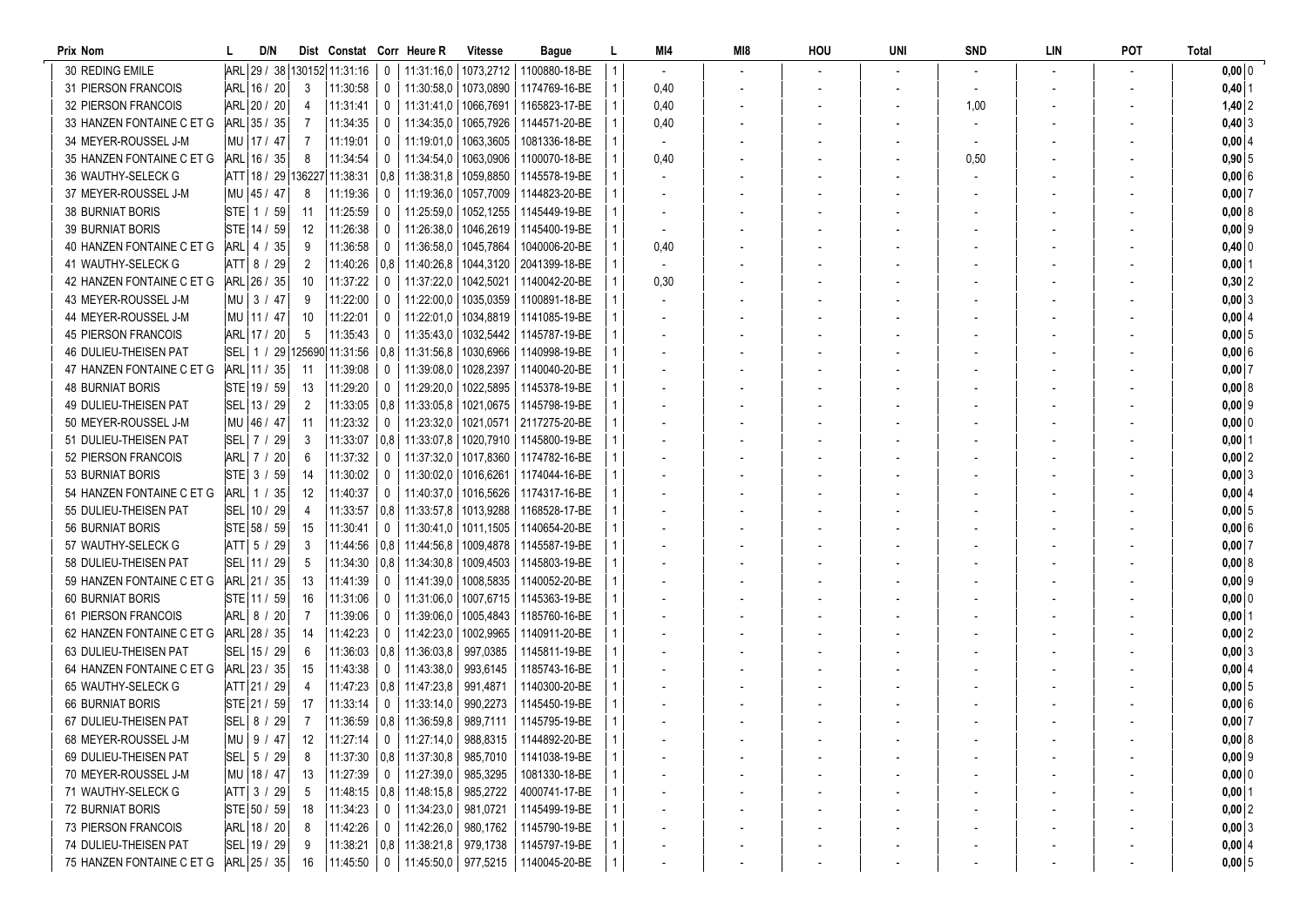| Prix | Nom | L | D/N | Dist | Constat | Corr | Heure R | Vitesse | Bague | L | MI4 | MI8 | HOU | UNI | SND | LIN | POT | Total |
|---|---|---|---|---|---|---|---|---|---|---|---|---|---|---|---|---|---|---|
| 30 | REDING EMILE | ARL | 29 / 38 | 130152 | 11:31:16 | 0 | 11:31:16,0 | 1073,2712 | 1100880-18-BE | 1 | - | - | - | - | - | - | - | 0,00 0 |
| 31 | PIERSON FRANCOIS | ARL | 16 / 20 | 3 | 11:30:58 | 0 | 11:30:58,0 | 1073,0890 | 1174769-16-BE | 1 | 0,40 | - | - | - | - | - | - | 0,40 1 |
| 32 | PIERSON FRANCOIS | ARL | 20 / 20 | 4 | 11:31:41 | 0 | 11:31:41,0 | 1066,7691 | 1165823-17-BE | 1 | 0,40 | - | - | - | 1,00 | - | - | 1,40 2 |
| 33 | HANZEN FONTAINE C ET G | ARL | 35 / 35 | 7 | 11:34:35 | 0 | 11:34:35,0 | 1065,7926 | 1144571-20-BE | 1 | 0,40 | - | - | - | - | - | - | 0,40 3 |
| 34 | MEYER-ROUSSEL J-M | MU | 17 / 47 | 7 | 11:19:01 | 0 | 11:19:01,0 | 1063,3605 | 1081336-18-BE | 1 | - | - | - | - | - | - | - | 0,00 4 |
| 35 | HANZEN FONTAINE C ET G | ARL | 16 / 35 | 8 | 11:34:54 | 0 | 11:34:54,0 | 1063,0906 | 1100070-18-BE | 1 | 0,40 | - | - | - | 0,50 | - | - | 0,90 5 |
| 36 | WAUTHY-SELECK G | ATT | 18 / 29 | 136227 | 11:38:31 | 0,8 | 11:38:31,8 | 1059,8850 | 1145578-19-BE | 1 | - | - | - | - | - | - | - | 0,00 6 |
| 37 | MEYER-ROUSSEL J-M | MU | 45 / 47 | 8 | 11:19:36 | 0 | 11:19:36,0 | 1057,7009 | 1144823-20-BE | 1 | - | - | - | - | - | - | - | 0,00 7 |
| 38 | BURNIAT BORIS | STE | 1 / 59 | 11 | 11:25:59 | 0 | 11:25:59,0 | 1052,1255 | 1145449-19-BE | 1 | - | - | - | - | - | - | - | 0,00 8 |
| 39 | BURNIAT BORIS | STE | 14 / 59 | 12 | 11:26:38 | 0 | 11:26:38,0 | 1046,2619 | 1145400-19-BE | 1 | - | - | - | - | - | - | - | 0,00 9 |
| 40 | HANZEN FONTAINE C ET G | ARL | 4 / 35 | 9 | 11:36:58 | 0 | 11:36:58,0 | 1045,7864 | 1040006-20-BE | 1 | 0,40 | - | - | - | - | - | - | 0,40 0 |
| 41 | WAUTHY-SELECK G | ATT | 8 / 29 | 2 | 11:40:26 | 0,8 | 11:40:26,8 | 1044,3120 | 2041399-18-BE | 1 | - | - | - | - | - | - | - | 0,00 1 |
| 42 | HANZEN FONTAINE C ET G | ARL | 26 / 35 | 10 | 11:37:22 | 0 | 11:37:22,0 | 1042,5021 | 1140042-20-BE | 1 | 0,30 | - | - | - | - | - | - | 0,30 2 |
| 43 | MEYER-ROUSSEL J-M | MU | 3 / 47 | 9 | 11:22:00 | 0 | 11:22:00,0 | 1035,0359 | 1100891-18-BE | 1 | - | - | - | - | - | - | - | 0,00 3 |
| 44 | MEYER-ROUSSEL J-M | MU | 11 / 47 | 10 | 11:22:01 | 0 | 11:22:01,0 | 1034,8819 | 1141085-19-BE | 1 | - | - | - | - | - | - | - | 0,00 4 |
| 45 | PIERSON FRANCOIS | ARL | 17 / 20 | 5 | 11:35:43 | 0 | 11:35:43,0 | 1032,5442 | 1145787-19-BE | 1 | - | - | - | - | - | - | - | 0,00 5 |
| 46 | DULIEU-THEISEN PAT | SEL | 1 / 29 | 125690 | 11:31:56 | 0,8 | 11:31:56,8 | 1030,6966 | 1140998-19-BE | 1 | - | - | - | - | - | - | - | 0,00 6 |
| 47 | HANZEN FONTAINE C ET G | ARL | 11 / 35 | 11 | 11:39:08 | 0 | 11:39:08,0 | 1028,2397 | 1140040-20-BE | 1 | - | - | - | - | - | - | - | 0,00 7 |
| 48 | BURNIAT BORIS | STE | 19 / 59 | 13 | 11:29:20 | 0 | 11:29:20,0 | 1022,5895 | 1145378-19-BE | 1 | - | - | - | - | - | - | - | 0,00 8 |
| 49 | DULIEU-THEISEN PAT | SEL | 13 / 29 | 2 | 11:33:05 | 0,8 | 11:33:05,8 | 1021,0675 | 1145798-19-BE | 1 | - | - | - | - | - | - | - | 0,00 9 |
| 50 | MEYER-ROUSSEL J-M | MU | 46 / 47 | 11 | 11:23:32 | 0 | 11:23:32,0 | 1021,0571 | 2117275-20-BE | 1 | - | - | - | - | - | - | - | 0,00 0 |
| 51 | DULIEU-THEISEN PAT | SEL | 7 / 29 | 3 | 11:33:07 | 0,8 | 11:33:07,8 | 1020,7910 | 1145800-19-BE | 1 | - | - | - | - | - | - | - | 0,00 1 |
| 52 | PIERSON FRANCOIS | ARL | 7 / 20 | 6 | 11:37:32 | 0 | 11:37:32,0 | 1017,8360 | 1174782-16-BE | 1 | - | - | - | - | - | - | - | 0,00 2 |
| 53 | BURNIAT BORIS | STE | 3 / 59 | 14 | 11:30:02 | 0 | 11:30:02,0 | 1016,6261 | 1174044-16-BE | 1 | - | - | - | - | - | - | - | 0,00 3 |
| 54 | HANZEN FONTAINE C ET G | ARL | 1 / 35 | 12 | 11:40:37 | 0 | 11:40:37,0 | 1016,5626 | 1174317-16-BE | 1 | - | - | - | - | - | - | - | 0,00 4 |
| 55 | DULIEU-THEISEN PAT | SEL | 10 / 29 | 4 | 11:33:57 | 0,8 | 11:33:57,8 | 1013,9288 | 1168528-17-BE | 1 | - | - | - | - | - | - | - | 0,00 5 |
| 56 | BURNIAT BORIS | STE | 58 / 59 | 15 | 11:30:41 | 0 | 11:30:41,0 | 1011,1505 | 1140654-20-BE | 1 | - | - | - | - | - | - | - | 0,00 6 |
| 57 | WAUTHY-SELECK G | ATT | 5 / 29 | 3 | 11:44:56 | 0,8 | 11:44:56,8 | 1009,4878 | 1145587-19-BE | 1 | - | - | - | - | - | - | - | 0,00 7 |
| 58 | DULIEU-THEISEN PAT | SEL | 11 / 29 | 5 | 11:34:30 | 0,8 | 11:34:30,8 | 1009,4503 | 1145803-19-BE | 1 | - | - | - | - | - | - | - | 0,00 8 |
| 59 | HANZEN FONTAINE C ET G | ARL | 21 / 35 | 13 | 11:41:39 | 0 | 11:41:39,0 | 1008,5835 | 1140052-20-BE | 1 | - | - | - | - | - | - | - | 0,00 9 |
| 60 | BURNIAT BORIS | STE | 11 / 59 | 16 | 11:31:06 | 0 | 11:31:06,0 | 1007,6715 | 1145363-19-BE | 1 | - | - | - | - | - | - | - | 0,00 0 |
| 61 | PIERSON FRANCOIS | ARL | 8 / 20 | 7 | 11:39:06 | 0 | 11:39:06,0 | 1005,4843 | 1185760-16-BE | 1 | - | - | - | - | - | - | - | 0,00 1 |
| 62 | HANZEN FONTAINE C ET G | ARL | 28 / 35 | 14 | 11:42:23 | 0 | 11:42:23,0 | 1002,9965 | 1140911-20-BE | 1 | - | - | - | - | - | - | - | 0,00 2 |
| 63 | DULIEU-THEISEN PAT | SEL | 15 / 29 | 6 | 11:36:03 | 0,8 | 11:36:03,8 | 997,0385 | 1145811-19-BE | 1 | - | - | - | - | - | - | - | 0,00 3 |
| 64 | HANZEN FONTAINE C ET G | ARL | 23 / 35 | 15 | 11:43:38 | 0 | 11:43:38,0 | 993,6145 | 1185743-16-BE | 1 | - | - | - | - | - | - | - | 0,00 4 |
| 65 | WAUTHY-SELECK G | ATT | 21 / 29 | 4 | 11:47:23 | 0,8 | 11:47:23,8 | 991,4871 | 1140300-20-BE | 1 | - | - | - | - | - | - | - | 0,00 5 |
| 66 | BURNIAT BORIS | STE | 21 / 59 | 17 | 11:33:14 | 0 | 11:33:14,0 | 990,2273 | 1145450-19-BE | 1 | - | - | - | - | - | - | - | 0,00 6 |
| 67 | DULIEU-THEISEN PAT | SEL | 8 / 29 | 7 | 11:36:59 | 0,8 | 11:36:59,8 | 989,7111 | 1145795-19-BE | 1 | - | - | - | - | - | - | - | 0,00 7 |
| 68 | MEYER-ROUSSEL J-M | MU | 9 / 47 | 12 | 11:27:14 | 0 | 11:27:14,0 | 988,8315 | 1144892-20-BE | 1 | - | - | - | - | - | - | - | 0,00 8 |
| 69 | DULIEU-THEISEN PAT | SEL | 5 / 29 | 8 | 11:37:30 | 0,8 | 11:37:30,8 | 985,7010 | 1141038-19-BE | 1 | - | - | - | - | - | - | - | 0,00 9 |
| 70 | MEYER-ROUSSEL J-M | MU | 18 / 47 | 13 | 11:27:39 | 0 | 11:27:39,0 | 985,3295 | 1081330-18-BE | 1 | - | - | - | - | - | - | - | 0,00 0 |
| 71 | WAUTHY-SELECK G | ATT | 3 / 29 | 5 | 11:48:15 | 0,8 | 11:48:15,8 | 985,2722 | 4000741-17-BE | 1 | - | - | - | - | - | - | - | 0,00 1 |
| 72 | BURNIAT BORIS | STE | 50 / 59 | 18 | 11:34:23 | 0 | 11:34:23,0 | 981,0721 | 1145499-19-BE | 1 | - | - | - | - | - | - | - | 0,00 2 |
| 73 | PIERSON FRANCOIS | ARL | 18 / 20 | 8 | 11:42:26 | 0 | 11:42:26,0 | 980,1762 | 1145790-19-BE | 1 | - | - | - | - | - | - | - | 0,00 3 |
| 74 | DULIEU-THEISEN PAT | SEL | 19 / 29 | 9 | 11:38:21 | 0,8 | 11:38:21,8 | 979,1738 | 1145797-19-BE | 1 | - | - | - | - | - | - | - | 0,00 4 |
| 75 | HANZEN FONTAINE C ET G | ARL | 25 / 35 | 16 | 11:45:50 | 0 | 11:45:50,0 | 977,5215 | 1140045-20-BE | 1 | - | - | - | - | - | - | - | 0,00 5 |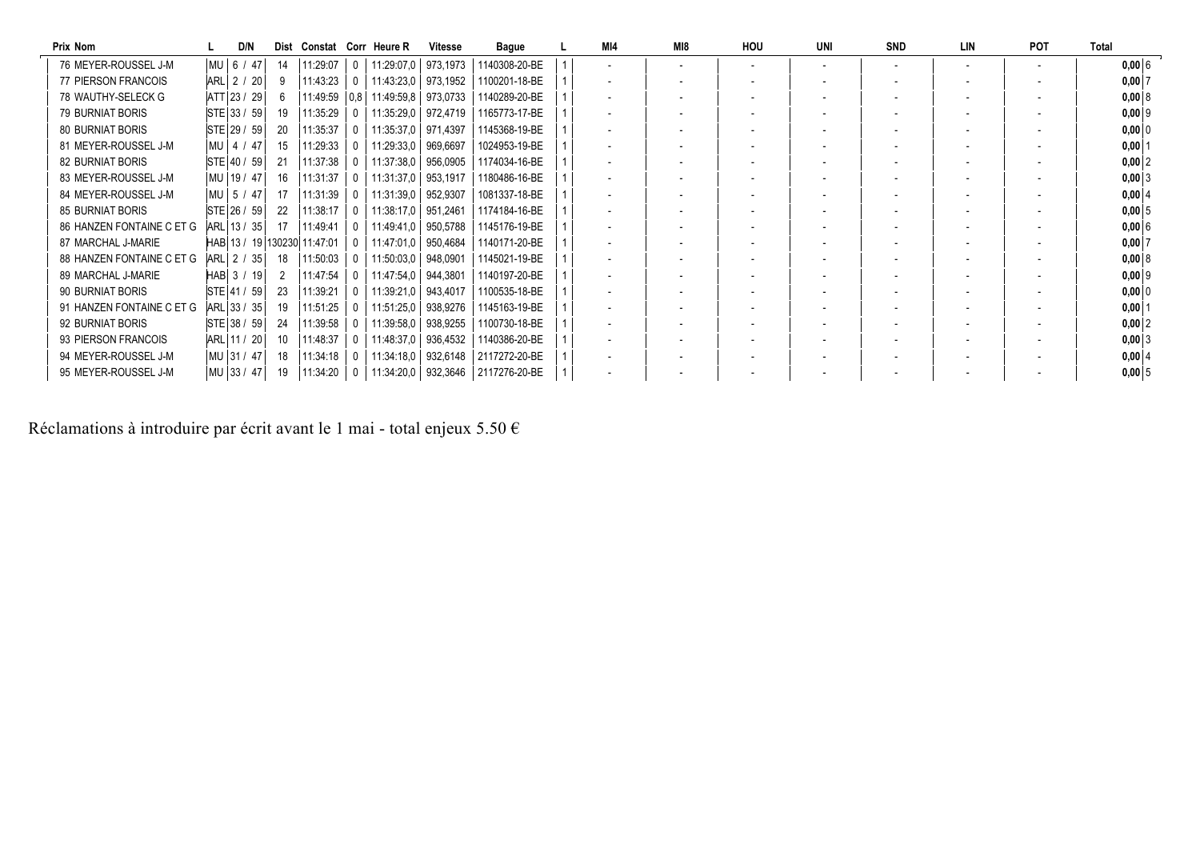| Prix Nom | L | D/N | Dist | Constat | Corr | Heure R | Vitesse | Bague | L | MI4 | MI8 | HOU | UNI | SND | LIN | POT | Total | |
|---|---|---|---|---|---|---|---|---|---|---|---|---|---|---|---|---|---|---|
| 76 MEYER-ROUSSEL J-M | MU | 6 / 47 | 14 | 11:29:07 | 0 | 11:29:07,0 | 973,1973 | 1140308-20-BE | 1 | - | - | - | - | - | - | - | 0,00 | 6 |
| 77 PIERSON FRANCOIS | ARL | 2 / 20 | 9 | 11:43:23 | 0 | 11:43:23,0 | 973,1952 | 1100201-18-BE | 1 | - | - | - | - | - | - | - | 0,00 | 7 |
| 78 WAUTHY-SELECK G | ATT | 23 / 29 | 6 | 11:49:59 | 0,8 | 11:49:59,8 | 973,0733 | 1140289-20-BE | 1 | - | - | - | - | - | - | - | 0,00 | 8 |
| 79 BURNIAT BORIS | STE | 33 / 59 | 19 | 11:35:29 | 0 | 11:35:29,0 | 972,4719 | 1165773-17-BE | 1 | - | - | - | - | - | - | - | 0,00 | 9 |
| 80 BURNIAT BORIS | STE | 29 / 59 | 20 | 11:35:37 | 0 | 11:35:37,0 | 971,4397 | 1145368-19-BE | 1 | - | - | - | - | - | - | - | 0,00 | 0 |
| 81 MEYER-ROUSSEL J-M | MU | 4 / 47 | 15 | 11:29:33 | 0 | 11:29:33,0 | 969,6697 | 1024953-19-BE | 1 | - | - | - | - | - | - | - | 0,00 | 1 |
| 82 BURNIAT BORIS | STE | 40 / 59 | 21 | 11:37:38 | 0 | 11:37:38,0 | 956,0905 | 1174034-16-BE | 1 | - | - | - | - | - | - | - | 0,00 | 2 |
| 83 MEYER-ROUSSEL J-M | MU | 19 / 47 | 16 | 11:31:37 | 0 | 11:31:37,0 | 953,1917 | 1180486-16-BE | 1 | - | - | - | - | - | - | - | 0,00 | 3 |
| 84 MEYER-ROUSSEL J-M | MU | 5 / 47 | 17 | 11:31:39 | 0 | 11:31:39,0 | 952,9307 | 1081337-18-BE | 1 | - | - | - | - | - | - | - | 0,00 | 4 |
| 85 BURNIAT BORIS | STE | 26 / 59 | 22 | 11:38:17 | 0 | 11:38:17,0 | 951,2461 | 1174184-16-BE | 1 | - | - | - | - | - | - | - | 0,00 | 5 |
| 86 HANZEN FONTAINE C ET G | ARL | 13 / 35 | 17 | 11:49:41 | 0 | 11:49:41,0 | 950,5788 | 1145176-19-BE | 1 | - | - | - | - | - | - | - | 0,00 | 6 |
| 87 MARCHAL J-MARIE | HAB | 13 / 19 | 130230 | 11:47:01 | 0 | 11:47:01,0 | 950,4684 | 1140171-20-BE | 1 | - | - | - | - | - | - | - | 0,00 | 7 |
| 88 HANZEN FONTAINE C ET G | ARL | 2 / 35 | 18 | 11:50:03 | 0 | 11:50:03,0 | 948,0901 | 1145021-19-BE | 1 | - | - | - | - | - | - | - | 0,00 | 8 |
| 89 MARCHAL J-MARIE | HAB | 3 / 19 | 2 | 11:47:54 | 0 | 11:47:54,0 | 944,3801 | 1140197-20-BE | 1 | - | - | - | - | - | - | - | 0,00 | 9 |
| 90 BURNIAT BORIS | STE | 41 / 59 | 23 | 11:39:21 | 0 | 11:39:21,0 | 943,4017 | 1100535-18-BE | 1 | - | - | - | - | - | - | - | 0,00 | 0 |
| 91 HANZEN FONTAINE C ET G | ARL | 33 / 35 | 19 | 11:51:25 | 0 | 11:51:25,0 | 938,9276 | 1145163-19-BE | 1 | - | - | - | - | - | - | - | 0,00 | 1 |
| 92 BURNIAT BORIS | STE | 38 / 59 | 24 | 11:39:58 | 0 | 11:39:58,0 | 938,9255 | 1100730-18-BE | 1 | - | - | - | - | - | - | - | 0,00 | 2 |
| 93 PIERSON FRANCOIS | ARL | 11 / 20 | 10 | 11:48:37 | 0 | 11:48:37,0 | 936,4532 | 1140386-20-BE | 1 | - | - | - | - | - | - | - | 0,00 | 3 |
| 94 MEYER-ROUSSEL J-M | MU | 31 / 47 | 18 | 11:34:18 | 0 | 11:34:18,0 | 932,6148 | 2117272-20-BE | 1 | - | - | - | - | - | - | - | 0,00 | 4 |
| 95 MEYER-ROUSSEL J-M | MU | 33 / 47 | 19 | 11:34:20 | 0 | 11:34:20,0 | 932,3646 | 2117276-20-BE | 1 | - | - | - | - | - | - | - | 0,00 | 5 |

Réclamations à introduire par écrit avant le 1 mai - total enjeux 5.50 €